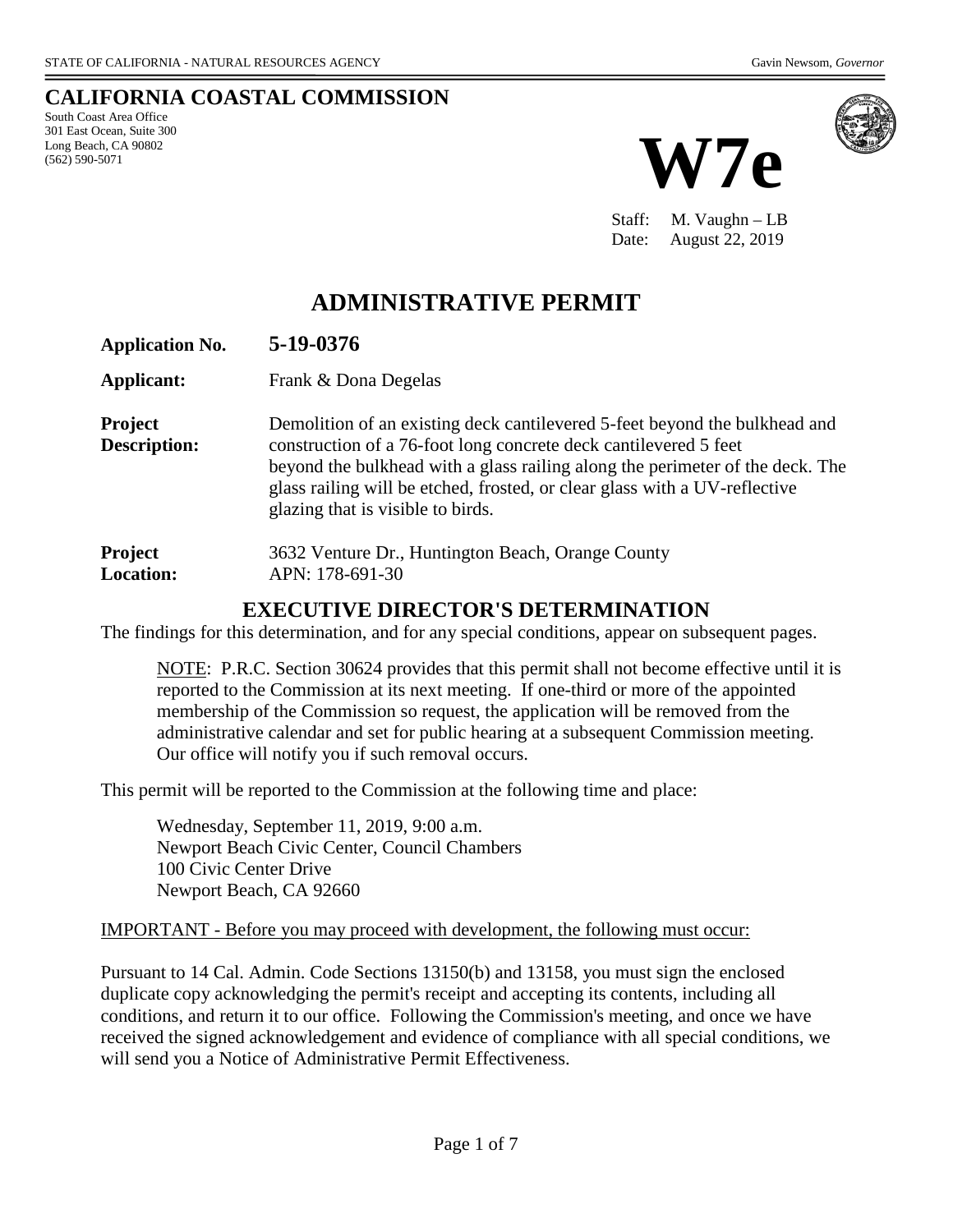STATE OF CALIFORNIA - NATURAL RESOURCES AGENCY Gavin Newsom, *Governor*

## CALIFORNIA COASTAL COMMISSION

South Coast Area Office
301 East Ocean, Suite 300
Long Beach, CA 90802
(562) 590-5071

# W7e

Staff: M. Vaughn – LB
Date: August 22, 2019

# ADMINISTRATIVE PERMIT

| | |
|---|---|
| **Application No.** | **5-19-0376** |
| **Applicant:** | Frank & Dona Degelas |
| **Project Description:** | Demolition of an existing deck cantilevered 5-feet beyond the bulkhead and construction of a 76-foot long concrete deck cantilevered 5 feet beyond the bulkhead with a glass railing along the perimeter of the deck. The glass railing will be etched, frosted, or clear glass with a UV-reflective glazing that is visible to birds. |
| **Project Location:** | 3632 Venture Dr., Huntington Beach, Orange County APN: 178-691-30 |

## EXECUTIVE DIRECTOR'S DETERMINATION

The findings for this determination, and for any special conditions, appear on subsequent pages.

NOTE: P.R.C. Section 30624 provides that this permit shall not become effective until it is reported to the Commission at its next meeting. If one-third or more of the appointed membership of the Commission so request, the application will be removed from the administrative calendar and set for public hearing at a subsequent Commission meeting. Our office will notify you if such removal occurs.

This permit will be reported to the Commission at the following time and place:

Wednesday, September 11, 2019, 9:00 a.m.
Newport Beach Civic Center, Council Chambers
100 Civic Center Drive
Newport Beach, CA 92660

IMPORTANT - Before you may proceed with development, the following must occur:

Pursuant to 14 Cal. Admin. Code Sections 13150(b) and 13158, you must sign the enclosed duplicate copy acknowledging the permit's receipt and accepting its contents, including all conditions, and return it to our office. Following the Commission's meeting, and once we have received the signed acknowledgement and evidence of compliance with all special conditions, we will send you a Notice of Administrative Permit Effectiveness.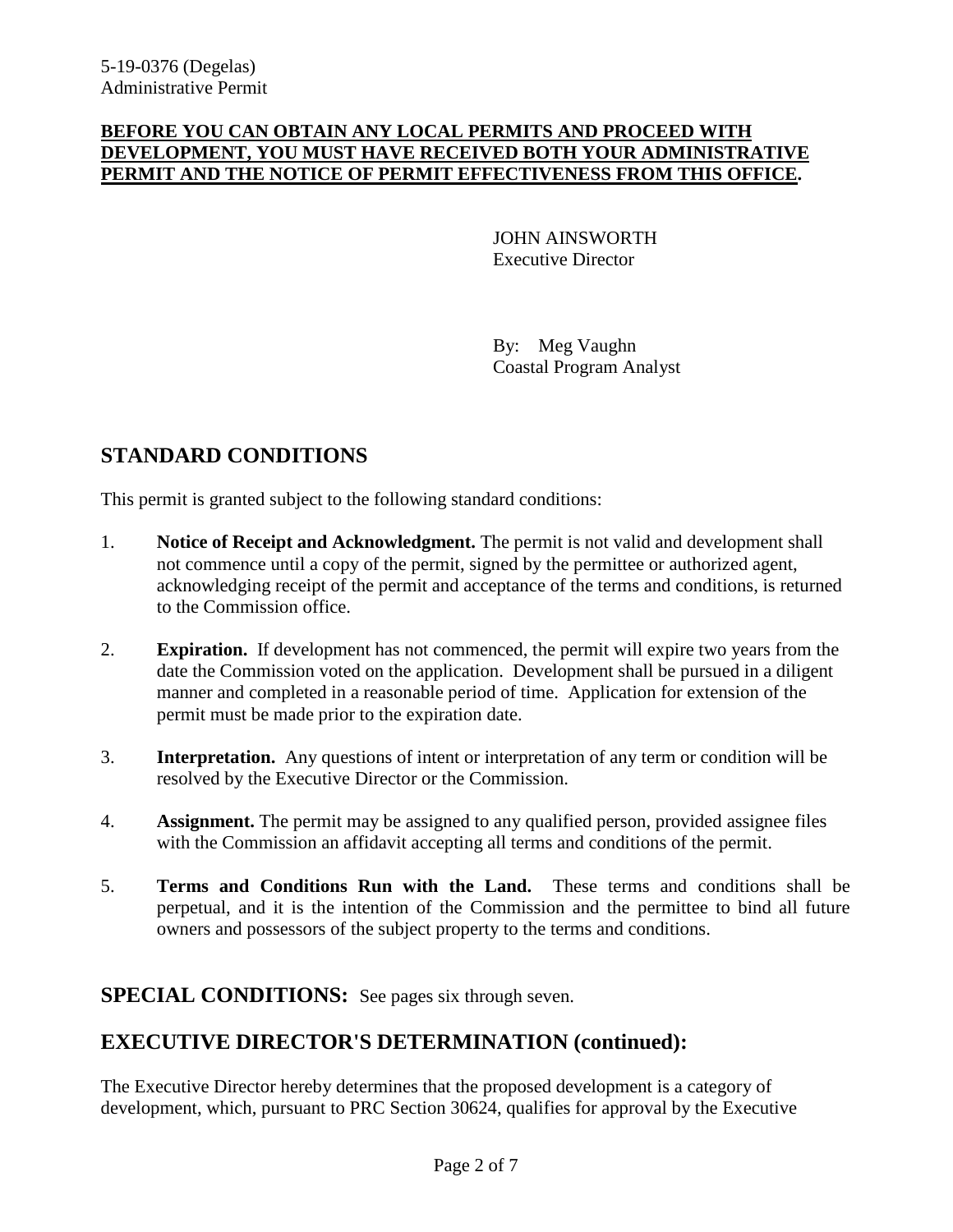**BEFORE YOU CAN OBTAIN ANY LOCAL PERMITS AND PROCEED WITH DEVELOPMENT, YOU MUST HAVE RECEIVED BOTH YOUR ADMINISTRATIVE PERMIT AND THE NOTICE OF PERMIT EFFECTIVENESS FROM THIS OFFICE.**

JOHN AINSWORTH
Executive Director

By: Meg Vaughn
Coastal Program Analyst

## STANDARD CONDITIONS

This permit is granted subject to the following standard conditions:

1. **Notice of Receipt and Acknowledgment.** The permit is not valid and development shall not commence until a copy of the permit, signed by the permittee or authorized agent, acknowledging receipt of the permit and acceptance of the terms and conditions, is returned to the Commission office.

2. **Expiration.** If development has not commenced, the permit will expire two years from the date the Commission voted on the application. Development shall be pursued in a diligent manner and completed in a reasonable period of time. Application for extension of the permit must be made prior to the expiration date.

3. **Interpretation.** Any questions of intent or interpretation of any term or condition will be resolved by the Executive Director or the Commission.

4. **Assignment.** The permit may be assigned to any qualified person, provided assignee files with the Commission an affidavit accepting all terms and conditions of the permit.

5. **Terms and Conditions Run with the Land.** These terms and conditions shall be perpetual, and it is the intention of the Commission and the permittee to bind all future owners and possessors of the subject property to the terms and conditions.

## SPECIAL CONDITIONS: See pages six through seven.

## EXECUTIVE DIRECTOR'S DETERMINATION (continued):

The Executive Director hereby determines that the proposed development is a category of development, which, pursuant to PRC Section 30624, qualifies for approval by the Executive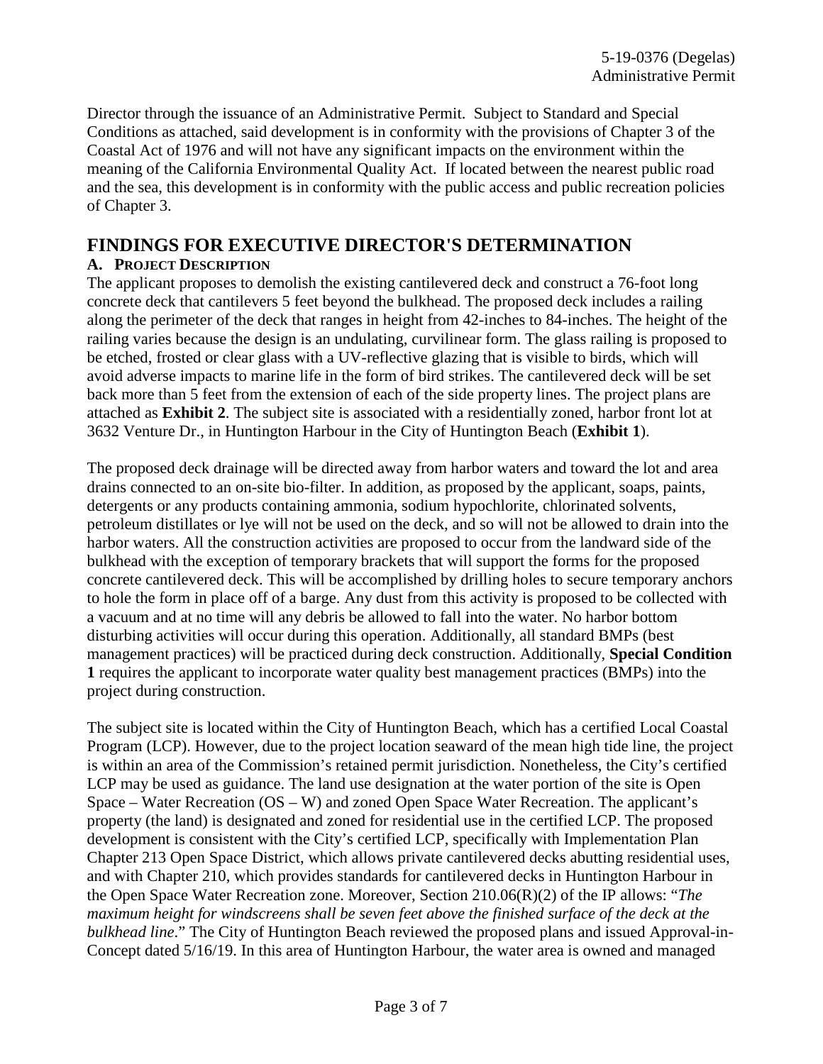Director through the issuance of an Administrative Permit. Subject to Standard and Special Conditions as attached, said development is in conformity with the provisions of Chapter 3 of the Coastal Act of 1976 and will not have any significant impacts on the environment within the meaning of the California Environmental Quality Act. If located between the nearest public road and the sea, this development is in conformity with the public access and public recreation policies of Chapter 3.

# FINDINGS FOR EXECUTIVE DIRECTOR'S DETERMINATION

## A. PROJECT DESCRIPTION

The applicant proposes to demolish the existing cantilevered deck and construct a 76-foot long concrete deck that cantilevers 5 feet beyond the bulkhead. The proposed deck includes a railing along the perimeter of the deck that ranges in height from 42-inches to 84-inches. The height of the railing varies because the design is an undulating, curvilinear form. The glass railing is proposed to be etched, frosted or clear glass with a UV-reflective glazing that is visible to birds, which will avoid adverse impacts to marine life in the form of bird strikes. The cantilevered deck will be set back more than 5 feet from the extension of each of the side property lines. The project plans are attached as **Exhibit 2**. The subject site is associated with a residentially zoned, harbor front lot at 3632 Venture Dr., in Huntington Harbour in the City of Huntington Beach (**Exhibit 1**).

The proposed deck drainage will be directed away from harbor waters and toward the lot and area drains connected to an on-site bio-filter. In addition, as proposed by the applicant, soaps, paints, detergents or any products containing ammonia, sodium hypochlorite, chlorinated solvents, petroleum distillates or lye will not be used on the deck, and so will not be allowed to drain into the harbor waters. All the construction activities are proposed to occur from the landward side of the bulkhead with the exception of temporary brackets that will support the forms for the proposed concrete cantilevered deck. This will be accomplished by drilling holes to secure temporary anchors to hole the form in place off of a barge. Any dust from this activity is proposed to be collected with a vacuum and at no time will any debris be allowed to fall into the water. No harbor bottom disturbing activities will occur during this operation. Additionally, all standard BMPs (best management practices) will be practiced during deck construction. Additionally, **Special Condition 1** requires the applicant to incorporate water quality best management practices (BMPs) into the project during construction.

The subject site is located within the City of Huntington Beach, which has a certified Local Coastal Program (LCP). However, due to the project location seaward of the mean high tide line, the project is within an area of the Commission's retained permit jurisdiction. Nonetheless, the City's certified LCP may be used as guidance. The land use designation at the water portion of the site is Open Space – Water Recreation (OS – W) and zoned Open Space Water Recreation. The applicant's property (the land) is designated and zoned for residential use in the certified LCP. The proposed development is consistent with the City's certified LCP, specifically with Implementation Plan Chapter 213 Open Space District, which allows private cantilevered decks abutting residential uses, and with Chapter 210, which provides standards for cantilevered decks in Huntington Harbour in the Open Space Water Recreation zone. Moreover, Section 210.06(R)(2) of the IP allows: "*The maximum height for windscreens shall be seven feet above the finished surface of the deck at the bulkhead line*." The City of Huntington Beach reviewed the proposed plans and issued Approval-in-Concept dated 5/16/19. In this area of Huntington Harbour, the water area is owned and managed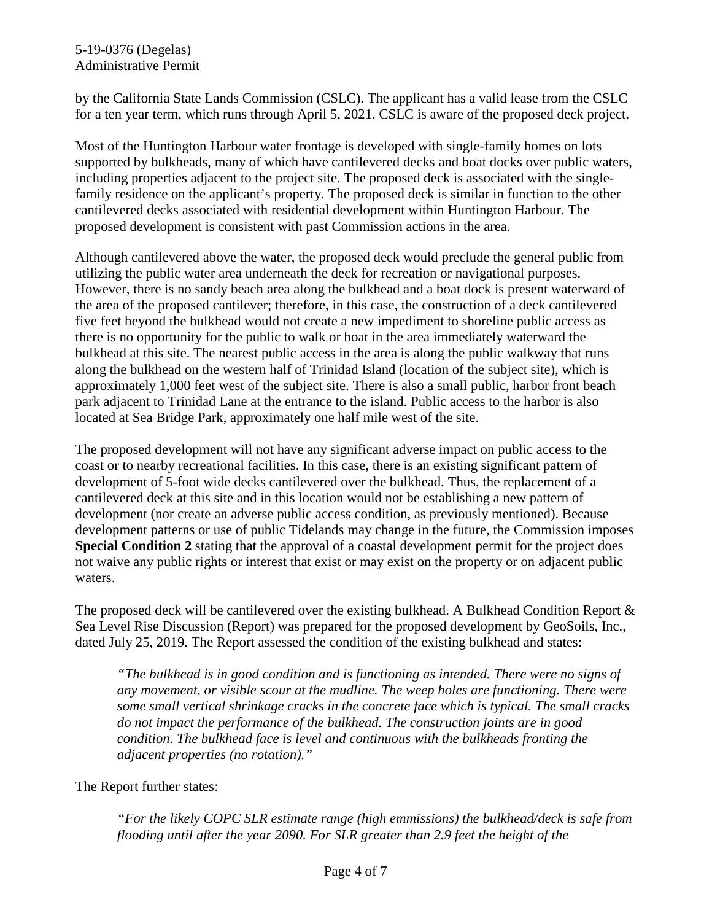by the California State Lands Commission (CSLC). The applicant has a valid lease from the CSLC for a ten year term, which runs through April 5, 2021. CSLC is aware of the proposed deck project.

Most of the Huntington Harbour water frontage is developed with single-family homes on lots supported by bulkheads, many of which have cantilevered decks and boat docks over public waters, including properties adjacent to the project site. The proposed deck is associated with the single-family residence on the applicant's property. The proposed deck is similar in function to the other cantilevered decks associated with residential development within Huntington Harbour. The proposed development is consistent with past Commission actions in the area.

Although cantilevered above the water, the proposed deck would preclude the general public from utilizing the public water area underneath the deck for recreation or navigational purposes. However, there is no sandy beach area along the bulkhead and a boat dock is present waterward of the area of the proposed cantilever; therefore, in this case, the construction of a deck cantilevered five feet beyond the bulkhead would not create a new impediment to shoreline public access as there is no opportunity for the public to walk or boat in the area immediately waterward the bulkhead at this site. The nearest public access in the area is along the public walkway that runs along the bulkhead on the western half of Trinidad Island (location of the subject site), which is approximately 1,000 feet west of the subject site. There is also a small public, harbor front beach park adjacent to Trinidad Lane at the entrance to the island. Public access to the harbor is also located at Sea Bridge Park, approximately one half mile west of the site.

The proposed development will not have any significant adverse impact on public access to the coast or to nearby recreational facilities. In this case, there is an existing significant pattern of development of 5-foot wide decks cantilevered over the bulkhead. Thus, the replacement of a cantilevered deck at this site and in this location would not be establishing a new pattern of development (nor create an adverse public access condition, as previously mentioned). Because development patterns or use of public Tidelands may change in the future, the Commission imposes **Special Condition 2** stating that the approval of a coastal development permit for the project does not waive any public rights or interest that exist or may exist on the property or on adjacent public waters.

The proposed deck will be cantilevered over the existing bulkhead. A Bulkhead Condition Report & Sea Level Rise Discussion (Report) was prepared for the proposed development by GeoSoils, Inc., dated July 25, 2019. The Report assessed the condition of the existing bulkhead and states:

> *"The bulkhead is in good condition and is functioning as intended. There were no signs of any movement, or visible scour at the mudline. The weep holes are functioning. There were some small vertical shrinkage cracks in the concrete face which is typical. The small cracks do not impact the performance of the bulkhead. The construction joints are in good condition. The bulkhead face is level and continuous with the bulkheads fronting the adjacent properties (no rotation)."*

The Report further states:

> *"For the likely COPC SLR estimate range (high emmissions) the bulkhead/deck is safe from flooding until after the year 2090. For SLR greater than 2.9 feet the height of the*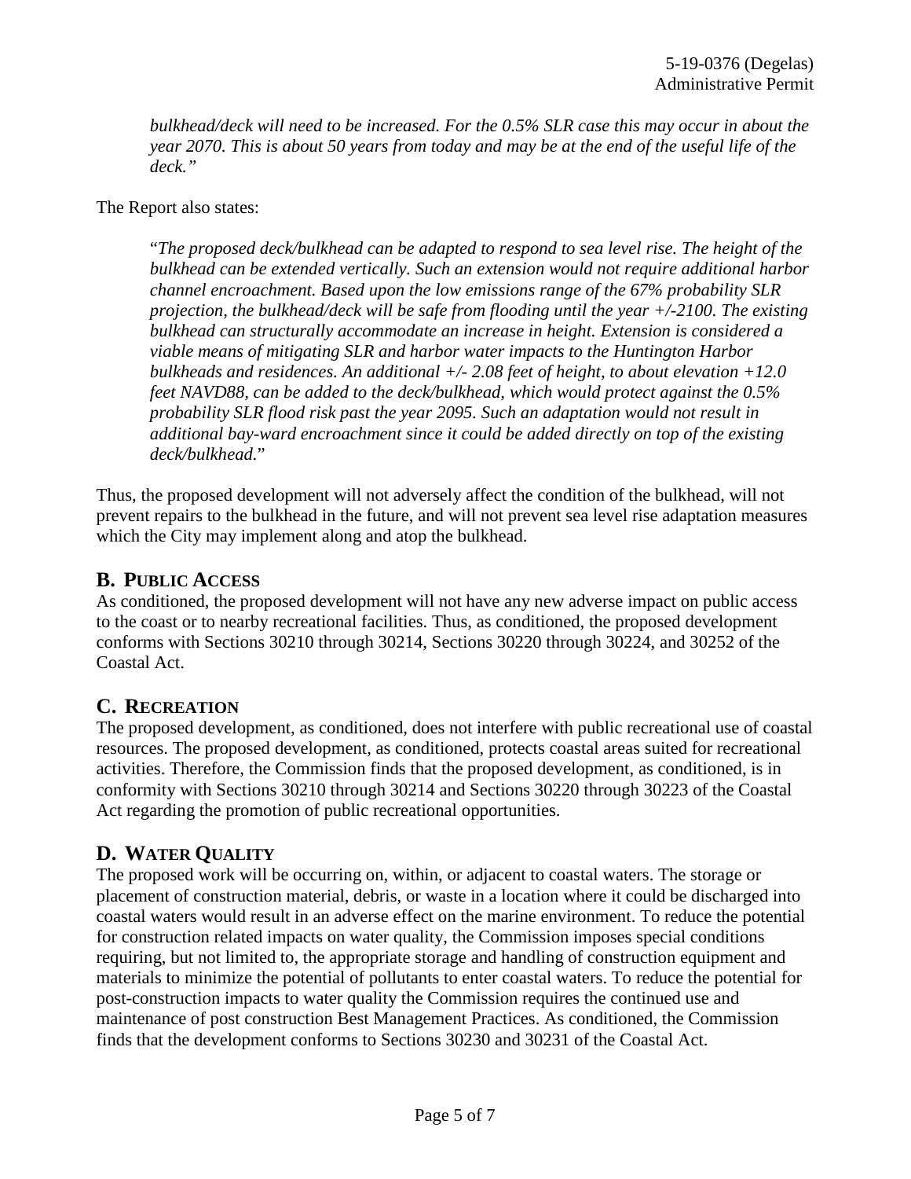*bulkhead/deck will need to be increased. For the 0.5% SLR case this may occur in about the year 2070. This is about 50 years from today and may be at the end of the useful life of the deck."*

The Report also states:

> "*The proposed deck/bulkhead can be adapted to respond to sea level rise. The height of the bulkhead can be extended vertically. Such an extension would not require additional harbor channel encroachment. Based upon the low emissions range of the 67% probability SLR projection, the bulkhead/deck will be safe from flooding until the year +/-2100. The existing bulkhead can structurally accommodate an increase in height. Extension is considered a viable means of mitigating SLR and harbor water impacts to the Huntington Harbor bulkheads and residences. An additional +/- 2.08 feet of height, to about elevation +12.0 feet NAVD88, can be added to the deck/bulkhead, which would protect against the 0.5% probability SLR flood risk past the year 2095. Such an adaptation would not result in additional bay-ward encroachment since it could be added directly on top of the existing deck/bulkhead.*"

Thus, the proposed development will not adversely affect the condition of the bulkhead, will not prevent repairs to the bulkhead in the future, and will not prevent sea level rise adaptation measures which the City may implement along and atop the bulkhead.

## B. PUBLIC ACCESS

As conditioned, the proposed development will not have any new adverse impact on public access to the coast or to nearby recreational facilities. Thus, as conditioned, the proposed development conforms with Sections 30210 through 30214, Sections 30220 through 30224, and 30252 of the Coastal Act.

## C. RECREATION

The proposed development, as conditioned, does not interfere with public recreational use of coastal resources. The proposed development, as conditioned, protects coastal areas suited for recreational activities. Therefore, the Commission finds that the proposed development, as conditioned, is in conformity with Sections 30210 through 30214 and Sections 30220 through 30223 of the Coastal Act regarding the promotion of public recreational opportunities.

## D. WATER QUALITY

The proposed work will be occurring on, within, or adjacent to coastal waters. The storage or placement of construction material, debris, or waste in a location where it could be discharged into coastal waters would result in an adverse effect on the marine environment. To reduce the potential for construction related impacts on water quality, the Commission imposes special conditions requiring, but not limited to, the appropriate storage and handling of construction equipment and materials to minimize the potential of pollutants to enter coastal waters. To reduce the potential for post-construction impacts to water quality the Commission requires the continued use and maintenance of post construction Best Management Practices. As conditioned, the Commission finds that the development conforms to Sections 30230 and 30231 of the Coastal Act.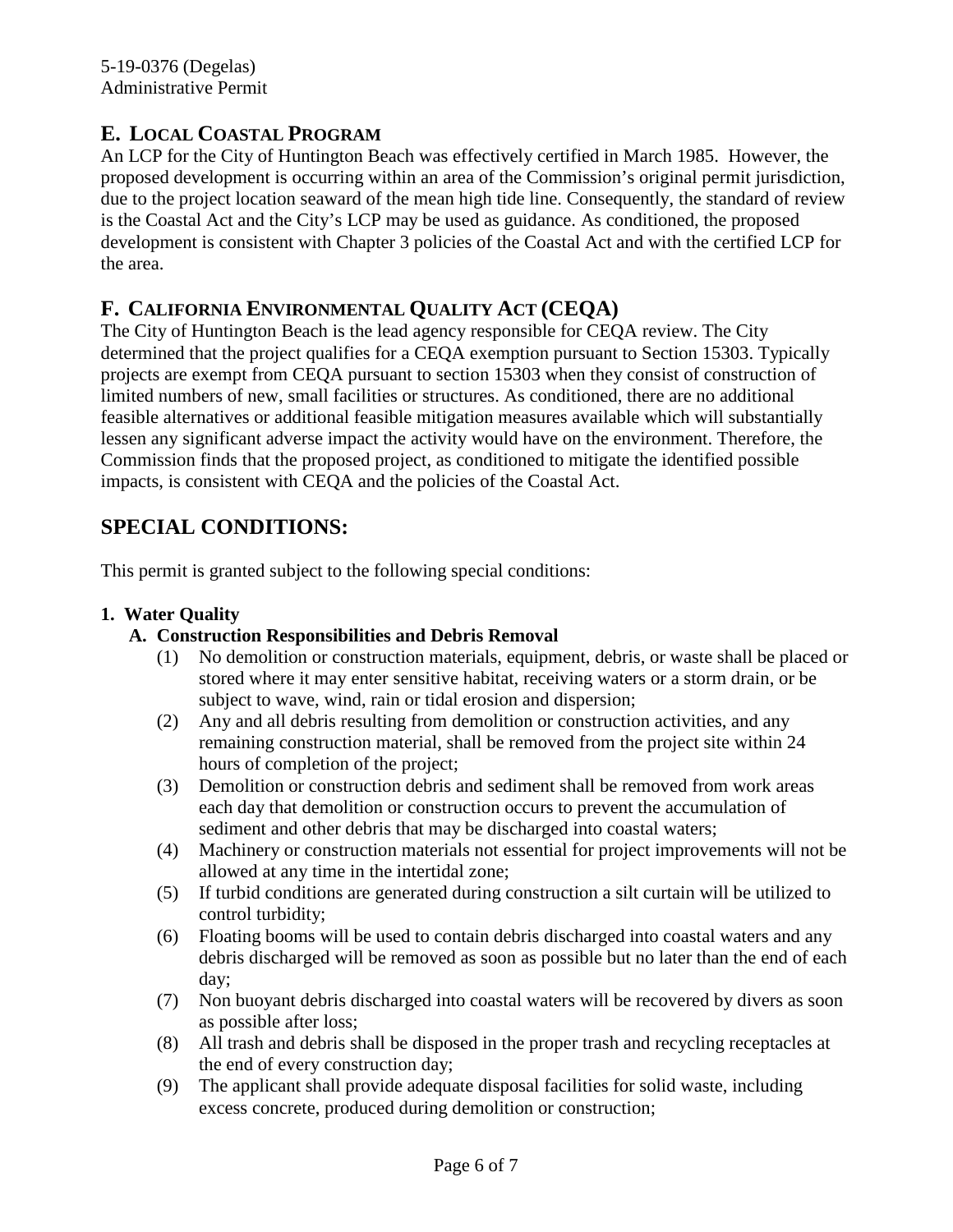## E. LOCAL COASTAL PROGRAM

An LCP for the City of Huntington Beach was effectively certified in March 1985. However, the proposed development is occurring within an area of the Commission's original permit jurisdiction, due to the project location seaward of the mean high tide line. Consequently, the standard of review is the Coastal Act and the City's LCP may be used as guidance. As conditioned, the proposed development is consistent with Chapter 3 policies of the Coastal Act and with the certified LCP for the area.

## F. CALIFORNIA ENVIRONMENTAL QUALITY ACT (CEQA)

The City of Huntington Beach is the lead agency responsible for CEQA review. The City determined that the project qualifies for a CEQA exemption pursuant to Section 15303. Typically projects are exempt from CEQA pursuant to section 15303 when they consist of construction of limited numbers of new, small facilities or structures. As conditioned, there are no additional feasible alternatives or additional feasible mitigation measures available which will substantially lessen any significant adverse impact the activity would have on the environment. Therefore, the Commission finds that the proposed project, as conditioned to mitigate the identified possible impacts, is consistent with CEQA and the policies of the Coastal Act.

# SPECIAL CONDITIONS:

This permit is granted subject to the following special conditions:

**1. Water Quality**

**A. Construction Responsibilities and Debris Removal**

(1) No demolition or construction materials, equipment, debris, or waste shall be placed or stored where it may enter sensitive habitat, receiving waters or a storm drain, or be subject to wave, wind, rain or tidal erosion and dispersion;

(2) Any and all debris resulting from demolition or construction activities, and any remaining construction material, shall be removed from the project site within 24 hours of completion of the project;

(3) Demolition or construction debris and sediment shall be removed from work areas each day that demolition or construction occurs to prevent the accumulation of sediment and other debris that may be discharged into coastal waters;

(4) Machinery or construction materials not essential for project improvements will not be allowed at any time in the intertidal zone;

(5) If turbid conditions are generated during construction a silt curtain will be utilized to control turbidity;

(6) Floating booms will be used to contain debris discharged into coastal waters and any debris discharged will be removed as soon as possible but no later than the end of each day;

(7) Non buoyant debris discharged into coastal waters will be recovered by divers as soon as possible after loss;

(8) All trash and debris shall be disposed in the proper trash and recycling receptacles at the end of every construction day;

(9) The applicant shall provide adequate disposal facilities for solid waste, including excess concrete, produced during demolition or construction;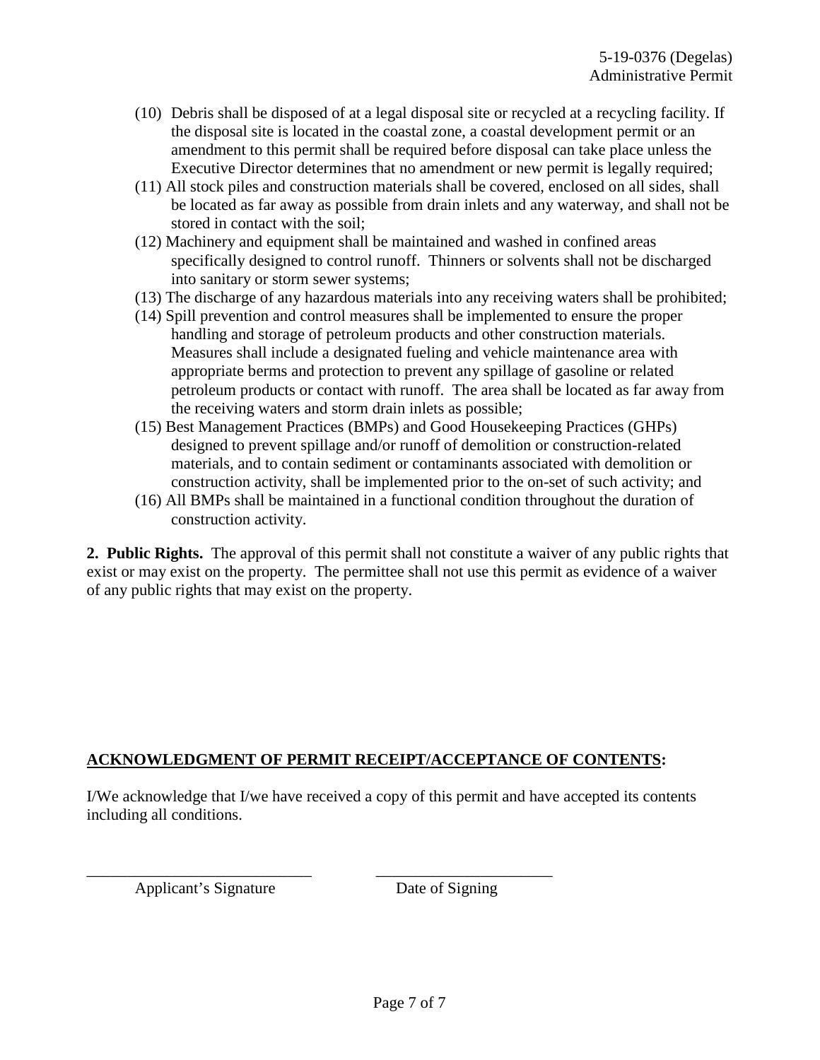(10) Debris shall be disposed of at a legal disposal site or recycled at a recycling facility. If the disposal site is located in the coastal zone, a coastal development permit or an amendment to this permit shall be required before disposal can take place unless the Executive Director determines that no amendment or new permit is legally required;

(11) All stock piles and construction materials shall be covered, enclosed on all sides, shall be located as far away as possible from drain inlets and any waterway, and shall not be stored in contact with the soil;

(12) Machinery and equipment shall be maintained and washed in confined areas specifically designed to control runoff. Thinners or solvents shall not be discharged into sanitary or storm sewer systems;

(13) The discharge of any hazardous materials into any receiving waters shall be prohibited;

(14) Spill prevention and control measures shall be implemented to ensure the proper handling and storage of petroleum products and other construction materials. Measures shall include a designated fueling and vehicle maintenance area with appropriate berms and protection to prevent any spillage of gasoline or related petroleum products or contact with runoff. The area shall be located as far away from the receiving waters and storm drain inlets as possible;

(15) Best Management Practices (BMPs) and Good Housekeeping Practices (GHPs) designed to prevent spillage and/or runoff of demolition or construction-related materials, and to contain sediment or contaminants associated with demolition or construction activity, shall be implemented prior to the on-set of such activity; and

(16) All BMPs shall be maintained in a functional condition throughout the duration of construction activity.

**2. Public Rights.** The approval of this permit shall not constitute a waiver of any public rights that exist or may exist on the property. The permittee shall not use this permit as evidence of a waiver of any public rights that may exist on the property.

## ACKNOWLEDGMENT OF PERMIT RECEIPT/ACCEPTANCE OF CONTENTS:

I/We acknowledge that I/we have received a copy of this permit and have accepted its contents including all conditions.

\_\_\_\_\_\_\_\_\_\_\_\_\_\_\_\_\_\_\_\_\_\_\_\_\_\_\_\_ \_\_\_\_\_\_\_\_\_\_\_\_\_\_\_\_\_\_\_\_\_\_

Applicant's Signature Date of Signing